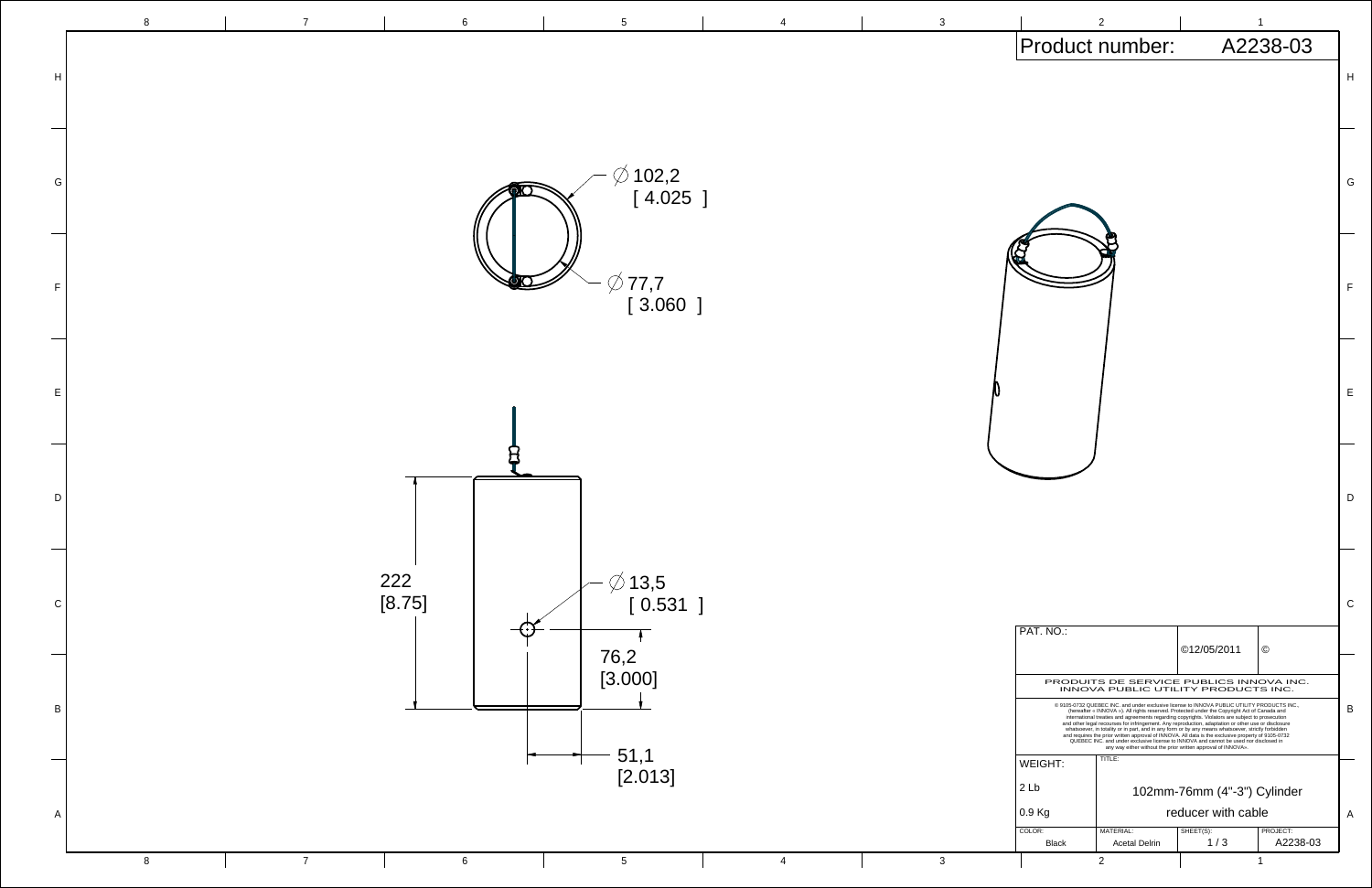Product number: A2238-03

∅ 102,2 [ 4.025 ]

∅ 77,7 [ 3.060 ]

222 [8.75]

∅ 13,5 [ 0.531 ]

76,2 [3.000]

51,1 [2.013]

| PAT. NO.: | | ©12/05/2011 | © |
|---|---|---|---|
| PRODUITS DE SERVICE PUBLICS INNOVA INC. INNOVA PUBLIC UTILITY PRODUCTS INC. | | | |
| © 9105-0732 QUEBEC INC. and under exclusive license to INNOVA PUBLIC UTILITY PRODUCTS INC. (hereafter « INNOVA »). All rights reserved. Protected under the Copyright Act of Canada and international treaties and agreements regarding copyrights. Violators are subject to prosecution and other legal recourses for infringement. Any reproduction, adaptation or other use or disclosure whatsoever, in totality or in part, and in any form or by any means whatsoever, strictly forbidden and requires the prior written approval of INNOVA. All data is the exclusive property of 9105-0732 QUEBEC INC. and under exclusive license to INNOVA and cannot be used nor disclosed in any way either without the prior written approval of INNOVA». | | | |
| WEIGHT: | TITLE: | | |
| 2 Lb | 102mm-76mm (4"-3") Cylinder | | |
| 0.9 Kg | reducer with cable | | |
| COLOR: Black | MATERIAL: Acetal Delrin | SHEET(S): 1 / 3 | PROJECT: A2238-03 |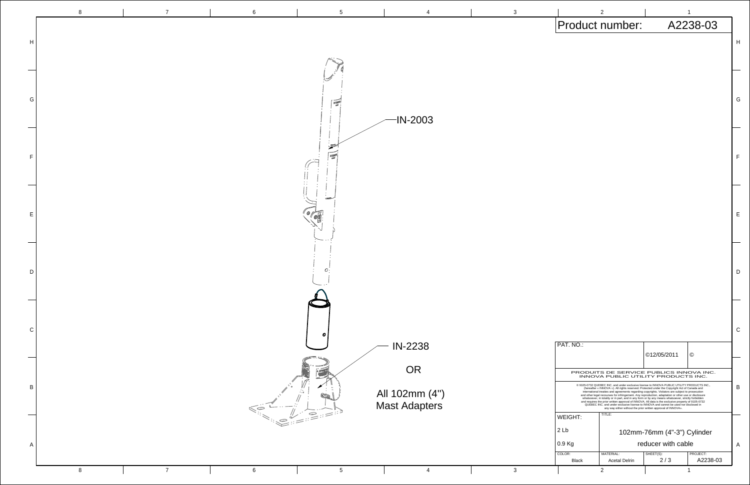# Product number: A2238-03

IN-2003

IN-2238

OR

All 102mm (4") Mast Adapters

| PAT. NO.: | | ©12/05/2011 | © |
|---|---|---|---|
| PRODUITS DE SERVICE PUBLICS INNOVA INC. INNOVA PUBLIC UTILITY PRODUCTS INC. | | | |
| WEIGHT: | TITLE: | | |
| 2 Lb | 102mm-76mm (4"-3") Cylinder | | |
| 0.9 Kg | reducer with cable | | |
| COLOR: Black | MATERIAL: Acetal Delrin | SHEET(S): 2 / 3 | PROJECT: A2238-03 |

© 9105-0732 QUEBEC INC. and under exclusive license to INNOVA PUBLIC UTILITY PRODUCTS INC., (hereafter « INNOVA »). All rights reserved. Protected under the Copyright Act of Canada and international treaties and agreements regarding copyrights. Violators are subject to prosecution and other legal recourses for infringement. Any reproduction, adaptation or other use or disclosure whatsoever, in totality or in part, and in any form or by any means whatsoever, strictly forbidden and requires the prior written approval of INNOVA. All data is the exclusive property of 9105-0732 QUEBEC INC. and under exclusive license to INNOVA and cannot be used nor disclosed in any way either without the prior written approval of INNOVA».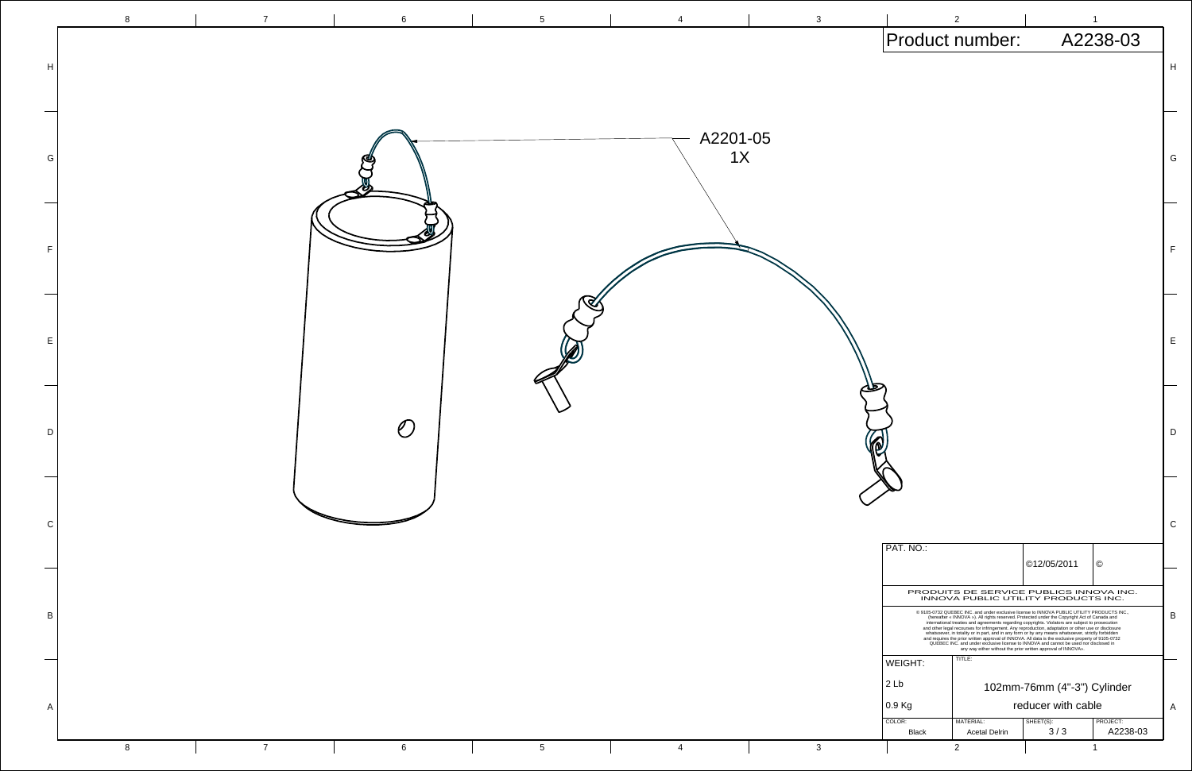Product number: A2238-03

A2201-05
1X

PAT. NO.:

©12/05/2011 ©

PRODUITS DE SERVICE PUBLICS INNOVA INC.
INNOVA PUBLIC UTILITY PRODUCTS INC.

© 9105-0732 QUEBEC INC. and under exclusive license to INNOVA PUBLIC UTILITY PRODUCTS INC., (hereafter « INNOVA »). All rights reserved. Protected under the Copyright Act of Canada and international treaties and agreements regarding copyrights. Violators are subject to prosecution and other legal recourses for infringement. Any reproduction, adaptation or other use or disclosure whatsoever, in totality or in part, and in any form or by any means whatsoever, strictly forbidden and requires the prior written approval of INNOVA. All data is the exclusive property of 9105-0732 QUEBEC INC. and under exclusive license to INNOVA and cannot be used nor disclosed in any way either without the prior written approval of INNOVA».

| | |
|---|---|
| WEIGHT: | TITLE: |
| 2 Lb | 102mm-76mm (4"-3") Cylinder |
| 0.9 Kg | reducer with cable |

| COLOR: | MATERIAL: | SHEET(S): | PROJECT: |
|---|---|---|---|
| Black | Acetal Delrin | 3 / 3 | A2238-03 |